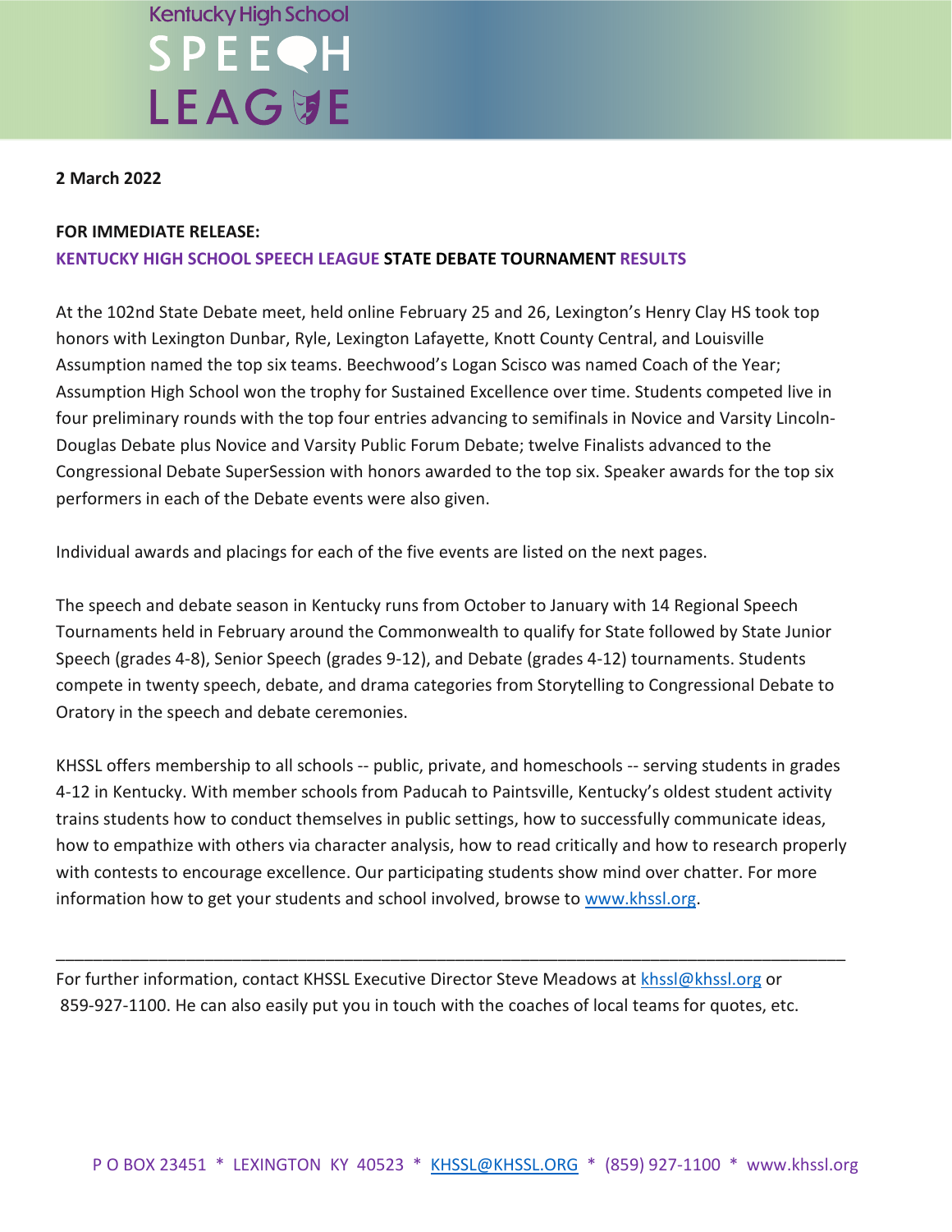# Kentucky High School SPEECH LEAGUE

**2 March 2022**

**FOR IMMEDIATE RELEASE:**
**KENTUCKY HIGH SCHOOL SPEECH LEAGUE STATE DEBATE TOURNAMENT RESULTS**

At the 102nd State Debate meet, held online February 25 and 26, Lexington's Henry Clay HS took top honors with Lexington Dunbar, Ryle, Lexington Lafayette, Knott County Central, and Louisville Assumption named the top six teams. Beechwood's Logan Scisco was named Coach of the Year; Assumption High School won the trophy for Sustained Excellence over time. Students competed live in four preliminary rounds with the top four entries advancing to semifinals in Novice and Varsity Lincoln-Douglas Debate plus Novice and Varsity Public Forum Debate; twelve Finalists advanced to the Congressional Debate SuperSession with honors awarded to the top six. Speaker awards for the top six performers in each of the Debate events were also given.

Individual awards and placings for each of the five events are listed on the next pages.

The speech and debate season in Kentucky runs from October to January with 14 Regional Speech Tournaments held in February around the Commonwealth to qualify for State followed by State Junior Speech (grades 4-8), Senior Speech (grades 9-12), and Debate (grades 4-12) tournaments. Students compete in twenty speech, debate, and drama categories from Storytelling to Congressional Debate to Oratory in the speech and debate ceremonies.

KHSSL offers membership to all schools -- public, private, and homeschools -- serving students in grades 4-12 in Kentucky. With member schools from Paducah to Paintsville, Kentucky's oldest student activity trains students how to conduct themselves in public settings, how to successfully communicate ideas, how to empathize with others via character analysis, how to read critically and how to research properly with contests to encourage excellence. Our participating students show mind over chatter. For more information how to get your students and school involved, browse to www.khssl.org.

---

For further information, contact KHSSL Executive Director Steve Meadows at khssl@khssl.org or 859-927-1100. He can also easily put you in touch with the coaches of local teams for quotes, etc.

P O BOX 23451 * LEXINGTON KY 40523 * KHSSL@KHSSL.ORG * (859) 927-1100 * www.khssl.org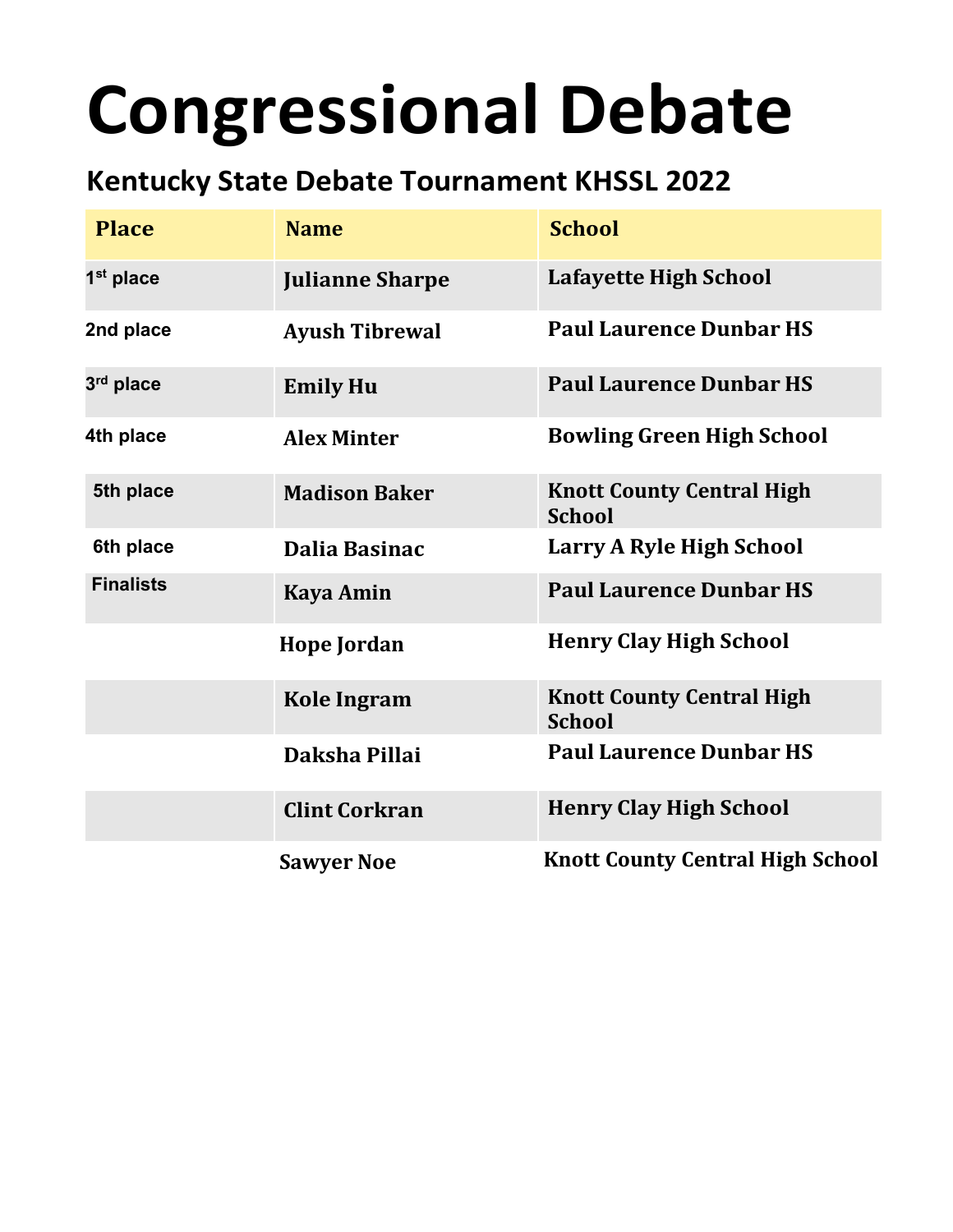# Congressional Debate

## Kentucky State Debate Tournament KHSSL 2022

| Place | Name | School |
|---|---|---|
| 1st place | Julianne Sharpe | Lafayette High School |
| 2nd place | Ayush Tibrewal | Paul Laurence Dunbar HS |
| 3rd place | Emily Hu | Paul Laurence Dunbar HS |
| 4th place | Alex Minter | Bowling Green High School |
| 5th place | Madison Baker | Knott County Central High School |
| 6th place | Dalia Basinac | Larry A Ryle High School |
| Finalists | Kaya Amin | Paul Laurence Dunbar HS |
| | Hope Jordan | Henry Clay High School |
| | Kole Ingram | Knott County Central High School |
| | Daksha Pillai | Paul Laurence Dunbar HS |
| | Clint Corkran | Henry Clay High School |
| | Sawyer Noe | Knott County Central High School |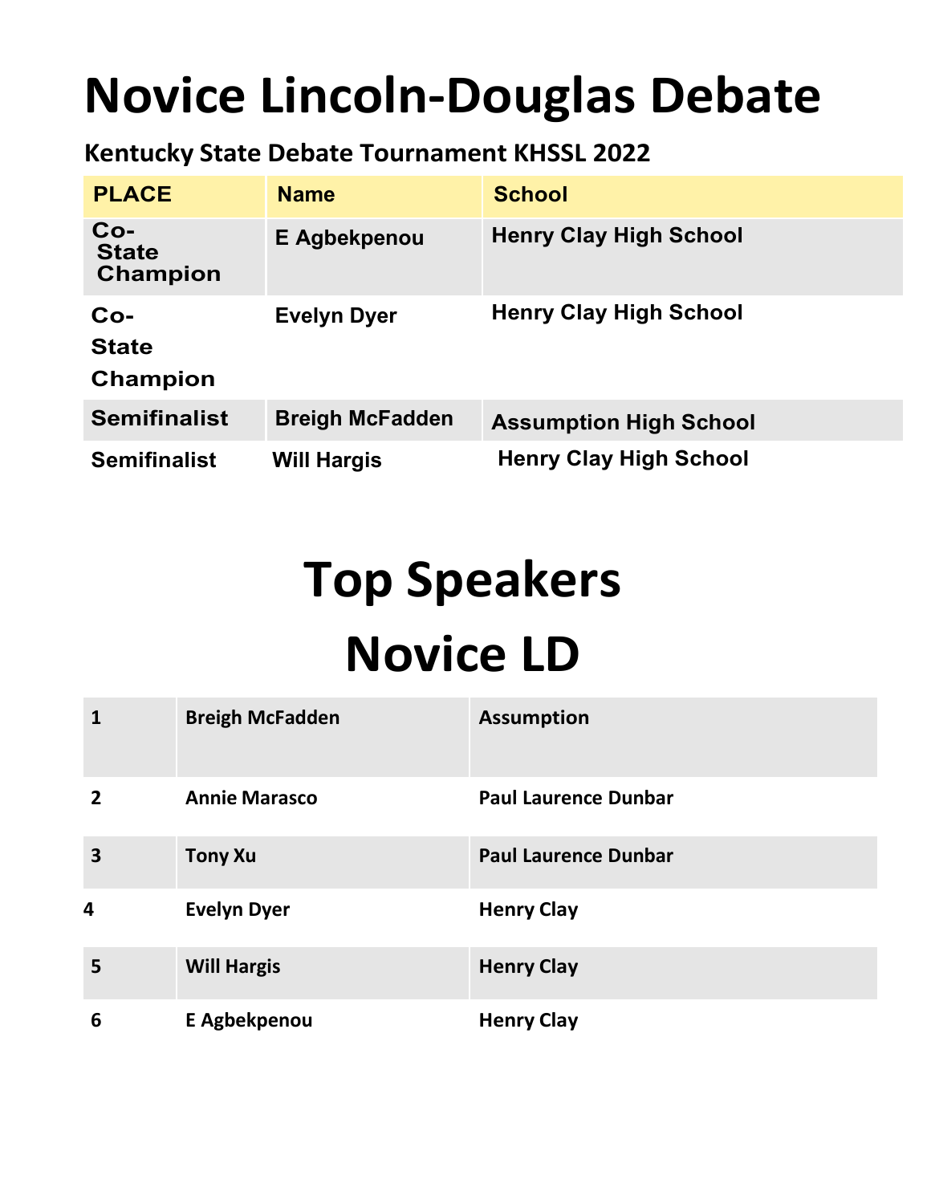# Novice Lincoln-Douglas Debate

### Kentucky State Debate Tournament KHSSL 2022

| PLACE | Name | School |
|---|---|---|
| Co-State Champion | E Agbekpenou | Henry Clay High School |
| Co-State Champion | Evelyn Dyer | Henry Clay High School |
| Semifinalist | Breigh McFadden | Assumption High School |
| Semifinalist | Will Hargis | Henry Clay High School |

# Top Speakers

# Novice LD

| | | |
|---|---|---|
| 1 | Breigh McFadden | Assumption |
| 2 | Annie Marasco | Paul Laurence Dunbar |
| 3 | Tony Xu | Paul Laurence Dunbar |
| 4 | Evelyn Dyer | Henry Clay |
| 5 | Will Hargis | Henry Clay |
| 6 | E Agbekpenou | Henry Clay |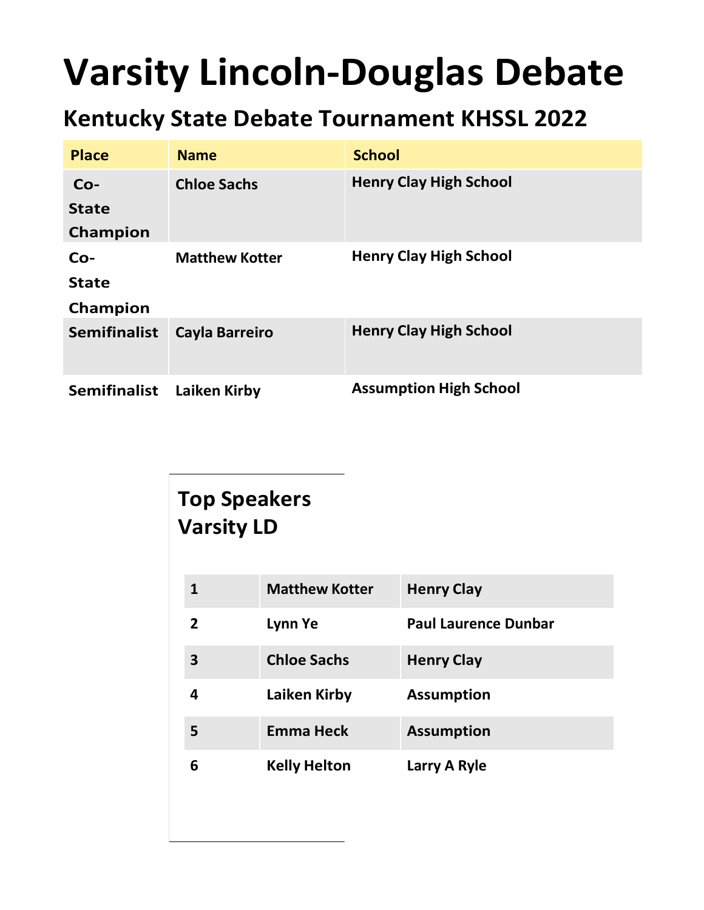# Varsity Lincoln-Douglas Debate

## Kentucky State Debate Tournament KHSSL 2022

| Place | Name | School |
|---|---|---|
| Co-State Champion | Chloe Sachs | Henry Clay High School |
| Co-State Champion | Matthew Kotter | Henry Clay High School |
| Semifinalist | Cayla Barreiro | Henry Clay High School |
| Semifinalist | Laiken Kirby | Assumption High School |

## Top Speakers Varsity LD

| | | |
|---|---|---|
| 1 | Matthew Kotter | Henry Clay |
| 2 | Lynn Ye | Paul Laurence Dunbar |
| 3 | Chloe Sachs | Henry Clay |
| 4 | Laiken Kirby | Assumption |
| 5 | Emma Heck | Assumption |
| 6 | Kelly Helton | Larry A Ryle |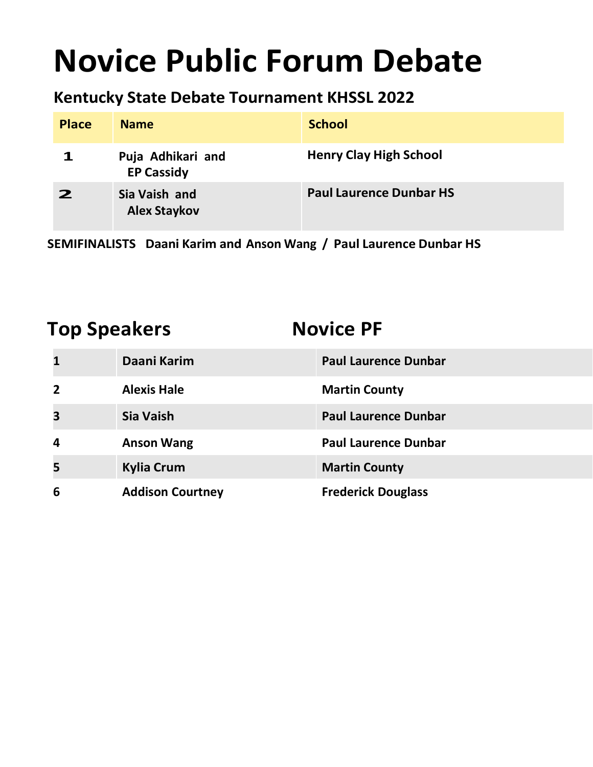# Novice Public Forum Debate

## Kentucky State Debate Tournament KHSSL 2022

| Place | Name | School |
|---|---|---|
| 1 | Puja Adhikari and EP Cassidy | Henry Clay High School |
| 2 | Sia Vaish and Alex Staykov | Paul Laurence Dunbar HS |

**SEMIFINALISTS** Daani Karim and Anson Wang / Paul Laurence Dunbar HS

## Top Speakers Novice PF

| | | |
|---|---|---|
| 1 | Daani Karim | Paul Laurence Dunbar |
| 2 | Alexis Hale | Martin County |
| 3 | Sia Vaish | Paul Laurence Dunbar |
| 4 | Anson Wang | Paul Laurence Dunbar |
| 5 | Kylia Crum | Martin County |
| 6 | Addison Courtney | Frederick Douglass |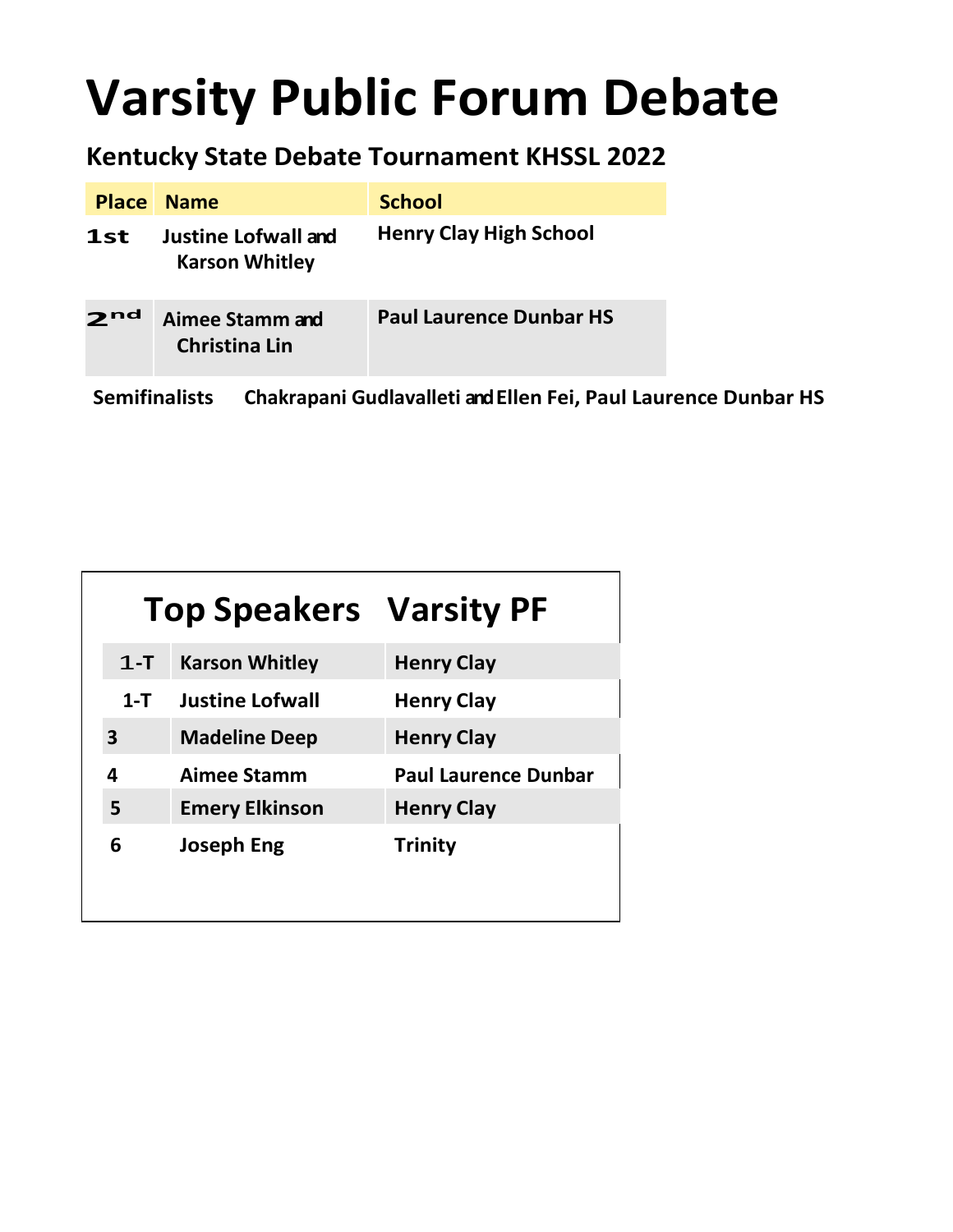# Varsity Public Forum Debate

## Kentucky State Debate Tournament KHSSL 2022

| Place | Name | School |
|---|---|---|
| 1st | Justine Lofwall and Karson Whitley | Henry Clay High School |
| 2nd | Aimee Stamm and Christina Lin | Paul Laurence Dunbar HS |

**Semifinalists** Chakrapani Gudlavalleti and Ellen Fei, Paul Laurence Dunbar HS

## Top Speakers Varsity PF

| | | |
|---|---|---|
| 1-T | Karson Whitley | Henry Clay |
| 1-T | Justine Lofwall | Henry Clay |
| 3 | Madeline Deep | Henry Clay |
| 4 | Aimee Stamm | Paul Laurence Dunbar |
| 5 | Emery Elkinson | Henry Clay |
| 6 | Joseph Eng | Trinity |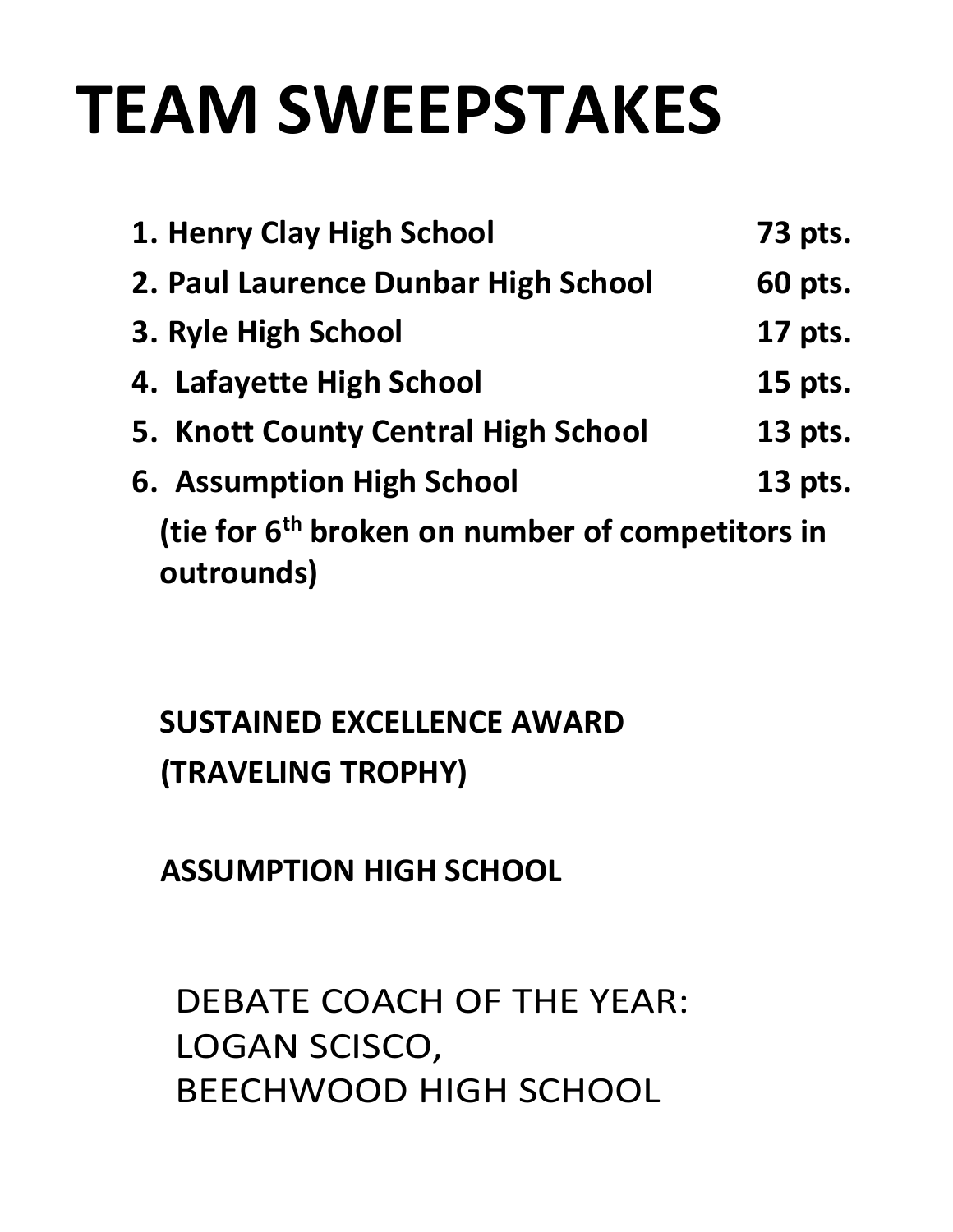# TEAM SWEEPSTAKES

| | | |
|---|---|---|
| 1. | Henry Clay High School | 73 pts. |
| 2. | Paul Laurence Dunbar High School | 60 pts. |
| 3. | Ryle High School | 17 pts. |
| 4. | Lafayette High School | 15 pts. |
| 5. | Knott County Central High School | 13 pts. |
| 6. | Assumption High School | 13 pts. |

**(tie for 6th broken on number of competitors in outrounds)**

**SUSTAINED EXCELLENCE AWARD**
**(TRAVELING TROPHY)**

**ASSUMPTION HIGH SCHOOL**

DEBATE COACH OF THE YEAR:
LOGAN SCISCO,
BEECHWOOD HIGH SCHOOL